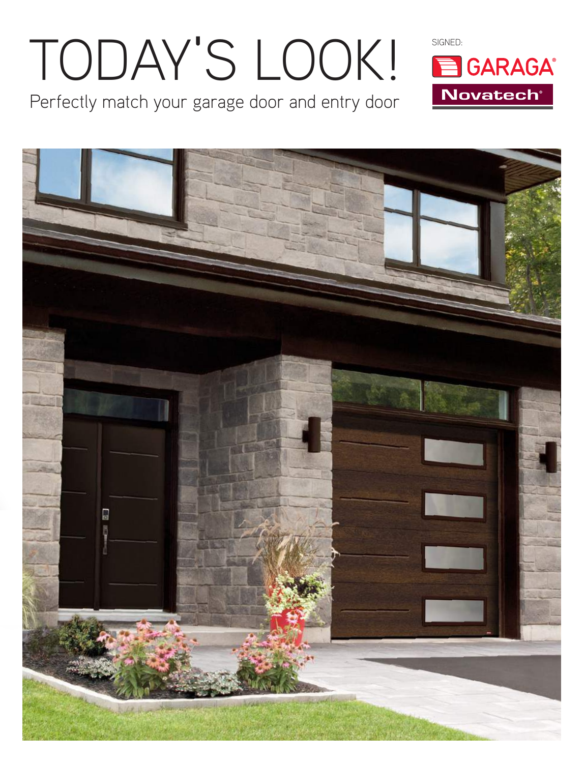# TODAY'S LOOK!

Perfectly match your garage door and entry door

SIGNED:

GARAGA®

Novatech®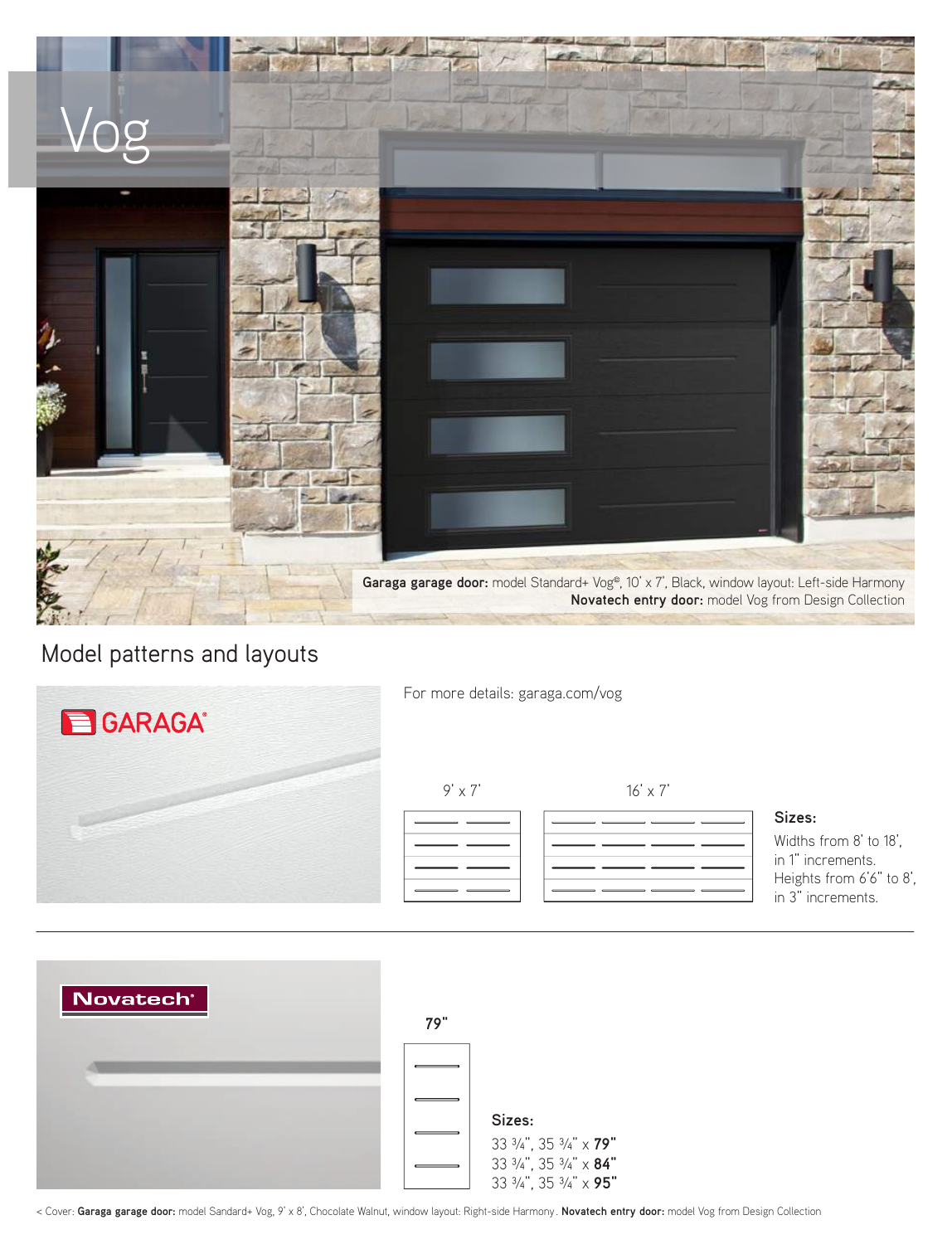# Vog

**Garaga garage door:** model Standard+ Vog®, 10' x 7', Black, window layout: Left-side Harmony
**Novatech entry door:** model Vog from Design Collection

## Model patterns and layouts

GARAGA®

For more details: garaga.com/vog

9' x 7'

16' x 7'

**Sizes:**
Widths from 8' to 18', in 1" increments.
Heights from 6'6" to 8', in 3" increments.

Novatech®

**79"**

**Sizes:**
33 ¾", 35 ¾" x **79"**
33 ¾", 35 ¾" x **84"**
33 ¾", 35 ¾" x **95"**

< Cover: **Garaga garage door:** model Sandard+ Vog, 9' x 8', Chocolate Walnut, window layout: Right-side Harmony. **Novatech entry door:** model Vog from Design Collection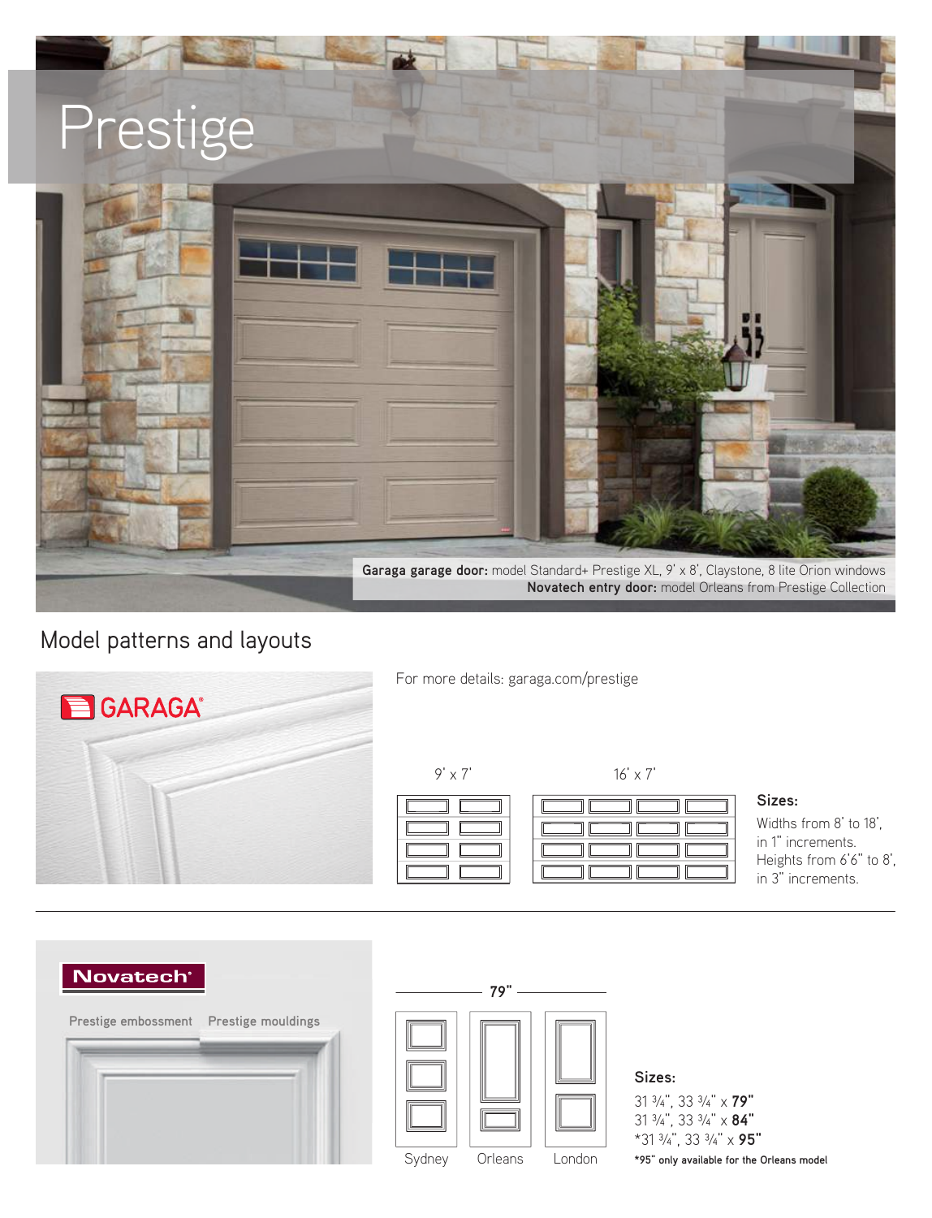# Prestige

**Garaga garage door:** model Standard+ Prestige XL, 9' x 8', Claystone, 8 lite Orion windows
**Novatech entry door:** model Orleans from Prestige Collection

## Model patterns and layouts

GARAGA®

For more details: garaga.com/prestige

9' x 7'

16' x 7'

**Sizes:**
Widths from 8' to 18', in 1" increments.
Heights from 6'6" to 8', in 3" increments.

---

Novatech®

Prestige embossment

Prestige mouldings

**79"**

Sydney

Orleans

London

**Sizes:**

31 ¾", 33 ¾" x **79"**
31 ¾", 33 ¾" x **84"**
*31 ¾", 33 ¾" x **95"**

**\*95" only available for the Orleans model**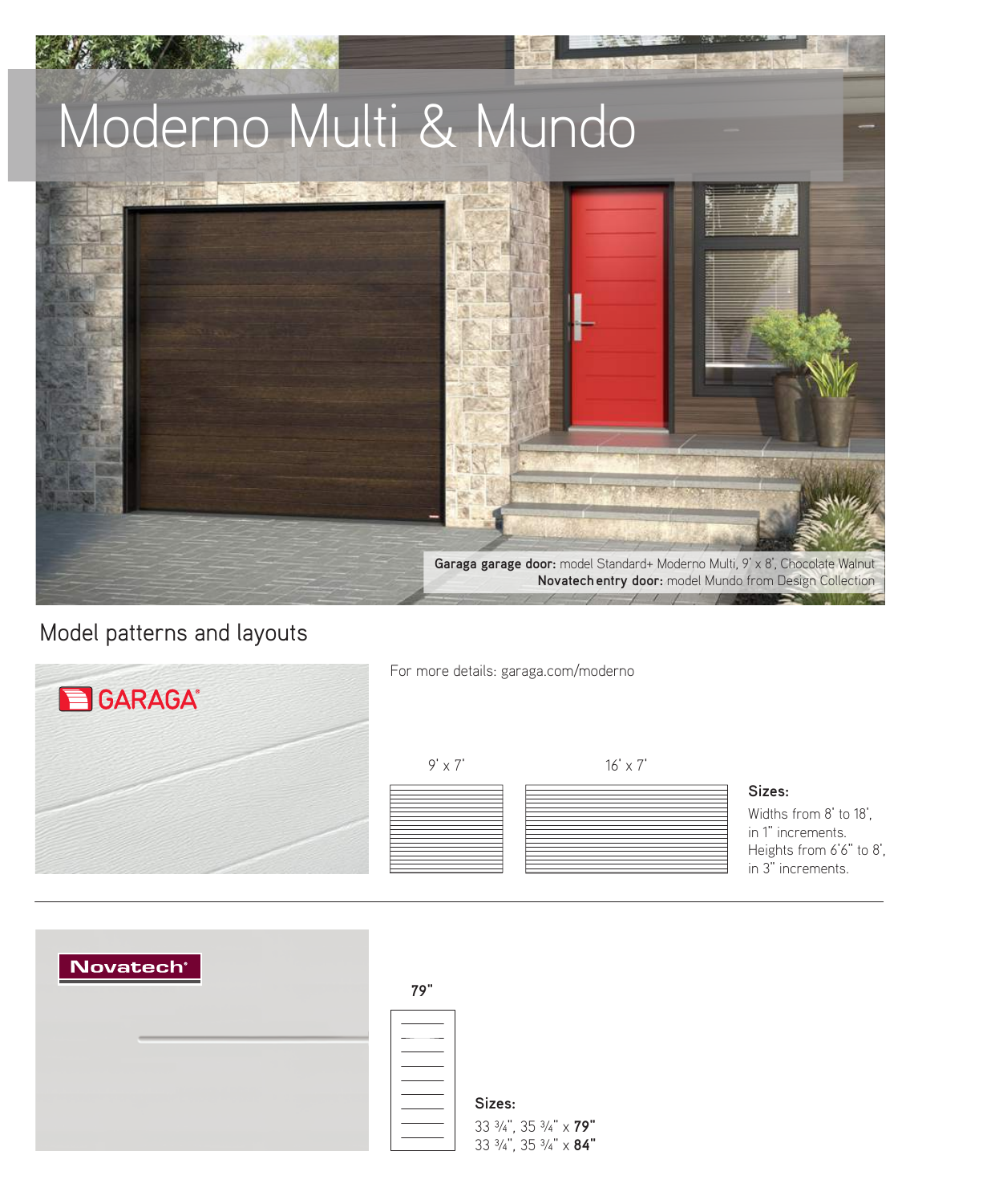# Moderno Multi & Mundo

**Garaga garage door:** model Standard+ Moderno Multi, 9' x 8', Chocolate Walnut
**Novatech entry door:** model Mundo from Design Collection

## Model patterns and layouts

GARAGA®

For more details: garaga.com/moderno

9' x 7'

16' x 7'

**Sizes:**

Widths from 8' to 18', in 1" increments.
Heights from 6'6" to 8', in 3" increments.

---

Novatech®

**79"**

**Sizes:**

33 ¾", 35 ¾" x **79"**
33 ¾", 35 ¾" x **84"**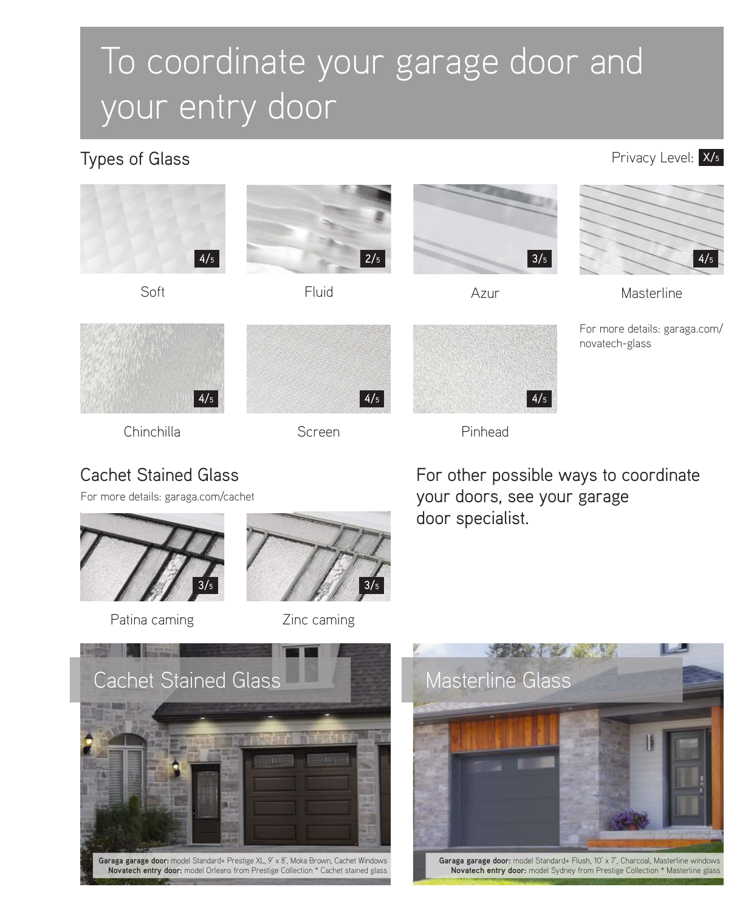# To coordinate your garage door and your entry door

## Types of Glass

Privacy Level: X/5

| Glass | Privacy Level |
|---|---|
| Soft | 4/5 |
| Fluid | 2/5 |
| Azur | 3/5 |
| Masterline | 4/5 |
| Chinchilla | 4/5 |
| Screen | 4/5 |
| Pinhead | 4/5 |

For more details: garaga.com/novatech-glass

## Cachet Stained Glass

For more details: garaga.com/cachet

| Caming | Privacy Level |
|---|---|
| Patina caming | 3/5 |
| Zinc caming | 3/5 |

For other possible ways to coordinate your doors, see your garage door specialist.

### Cachet Stained Glass

**Garaga garage door:** model Standard+ Prestige XL, 9' x 8', Moka Brown, Cachet Windows
**Novatech entry door:** model Orleans from Prestige Collection * Cachet stained glass

### Masterline Glass

**Garaga garage door:** model Standard+ Flush, 10' x 7', Charcoal, Masterline windows
**Novatech entry door:** model Sydney from Prestige Collection * Masterline glass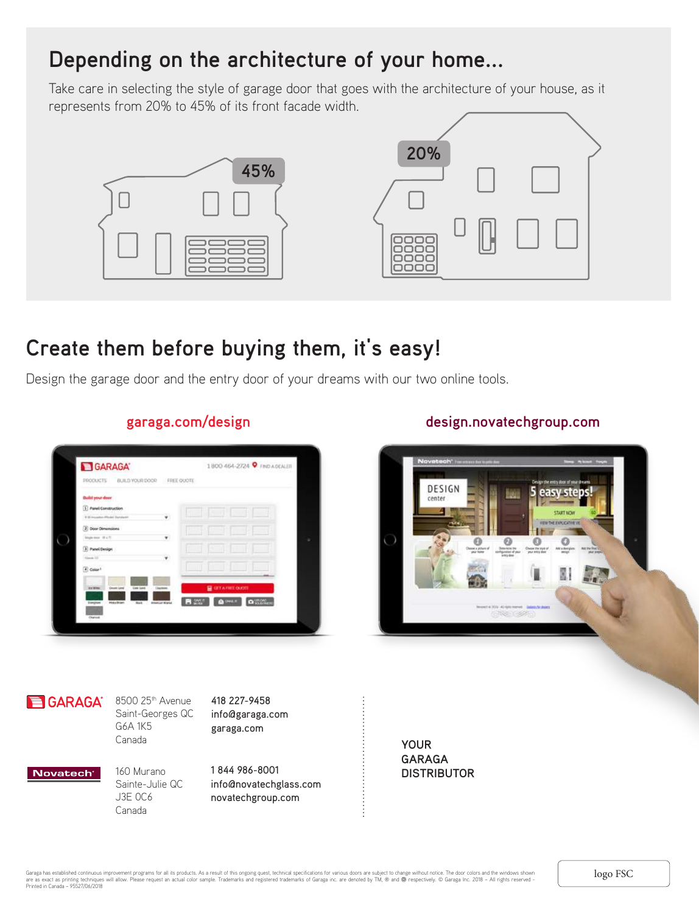## Depending on the architecture of your home...

Take care in selecting the style of garage door that goes with the architecture of your house, as it represents from 20% to 45% of its front facade width.

45%

20%

## Create them before buying them, it's easy!

Design the garage door and the entry door of your dreams with our two online tools.

**garaga.com/design**

**design.novatechgroup.com**

**GARAGA**

8500 25th Avenue
Saint-Georges QC
G6A 1K5
Canada

418 227-9458
info@garaga.com
garaga.com

**Novatech**

160 Murano
Sainte-Julie QC
J3E 0C6
Canada

1 844 986-8001
info@novatechglass.com
novatechgroup.com

**YOUR GARAGA DISTRIBUTOR**

Garaga has established continuous improvement programs for all its products. As a result of this ongoing quest, technical specifications for various doors are subject to change without notice. The door colors and the windows shown are as exact as printing techniques will allow. Please request an actual color sample. Trademarks and registered trademarks of Garaga inc. are denoted by TM, ® and Ⓜ respectively. © Garaga Inc. 2018 – All rights reserved – Printed in Canada – 95527/06/2018

logo FSC